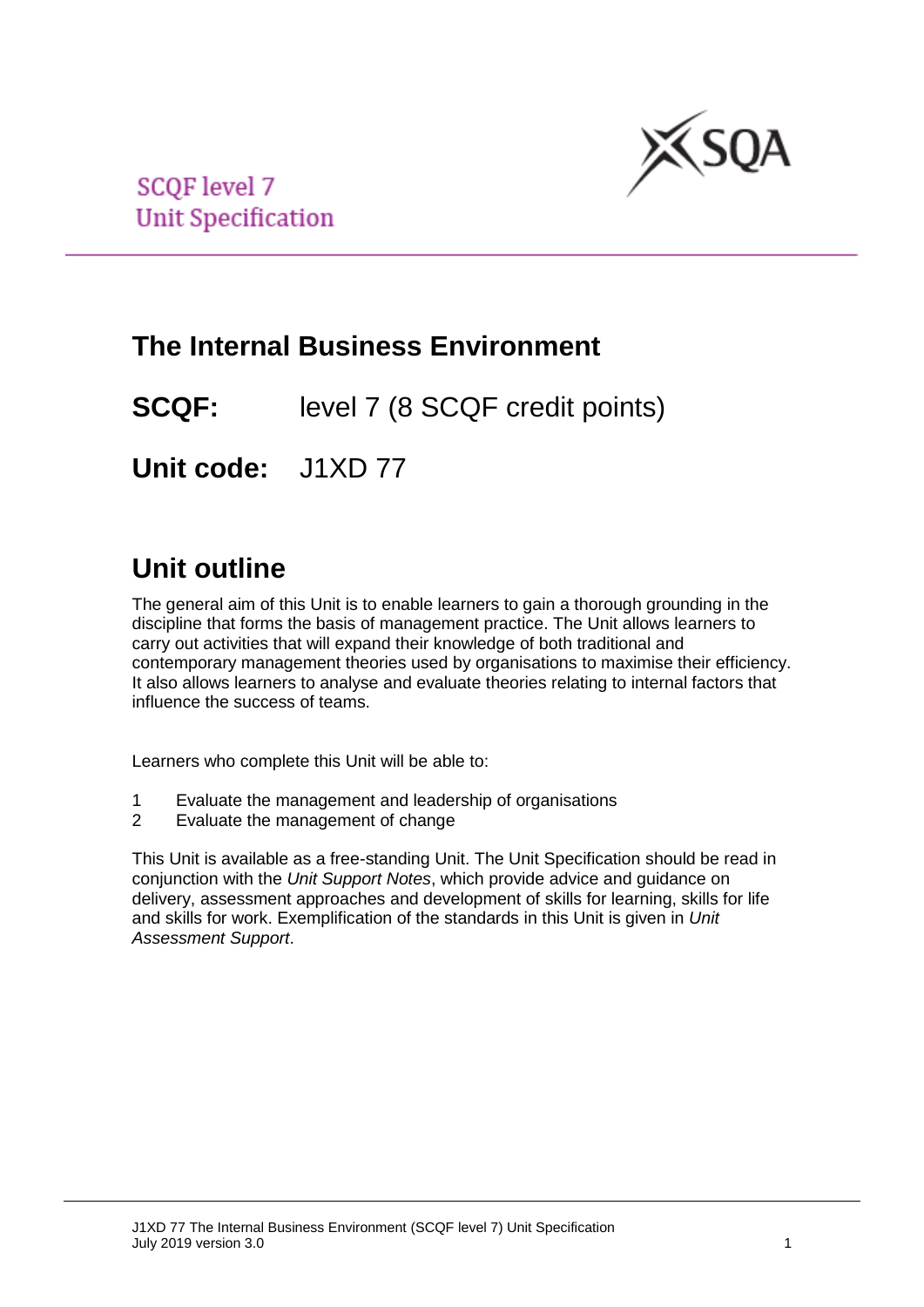SCQF level 7
Unit Specification

# The Internal Business Environment

**SCQF:** level 7 (8 SCQF credit points)

**Unit code:** J1XD 77

## Unit outline

The general aim of this Unit is to enable learners to gain a thorough grounding in the discipline that forms the basis of management practice. The Unit allows learners to carry out activities that will expand their knowledge of both traditional and contemporary management theories used by organisations to maximise their efficiency. It also allows learners to analyse and evaluate theories relating to internal factors that influence the success of teams.

Learners who complete this Unit will be able to:

1. Evaluate the management and leadership of organisations
2. Evaluate the management of change

This Unit is available as a free-standing Unit. The Unit Specification should be read in conjunction with the *Unit Support Notes*, which provide advice and guidance on delivery, assessment approaches and development of skills for learning, skills for life and skills for work. Exemplification of the standards in this Unit is given in *Unit Assessment Support*.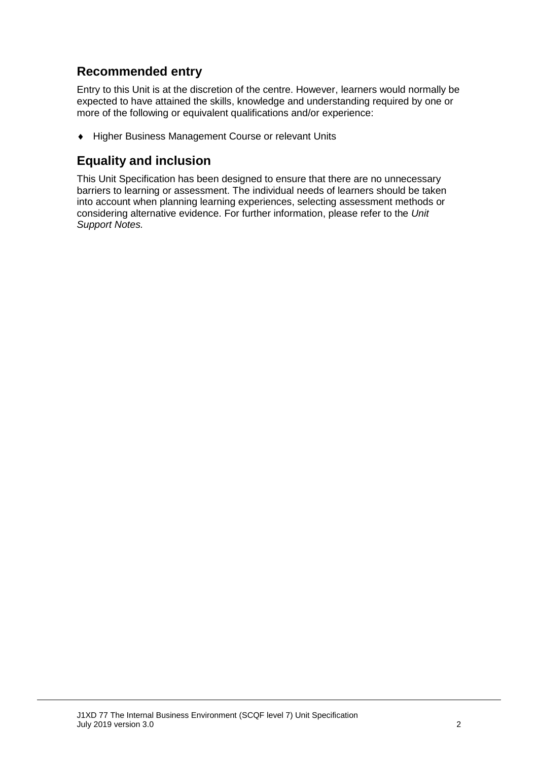## Recommended entry

Entry to this Unit is at the discretion of the centre. However, learners would normally be expected to have attained the skills, knowledge and understanding required by one or more of the following or equivalent qualifications and/or experience:

- Higher Business Management Course or relevant Units

## Equality and inclusion

This Unit Specification has been designed to ensure that there are no unnecessary barriers to learning or assessment. The individual needs of learners should be taken into account when planning learning experiences, selecting assessment methods or considering alternative evidence. For further information, please refer to the *Unit Support Notes.*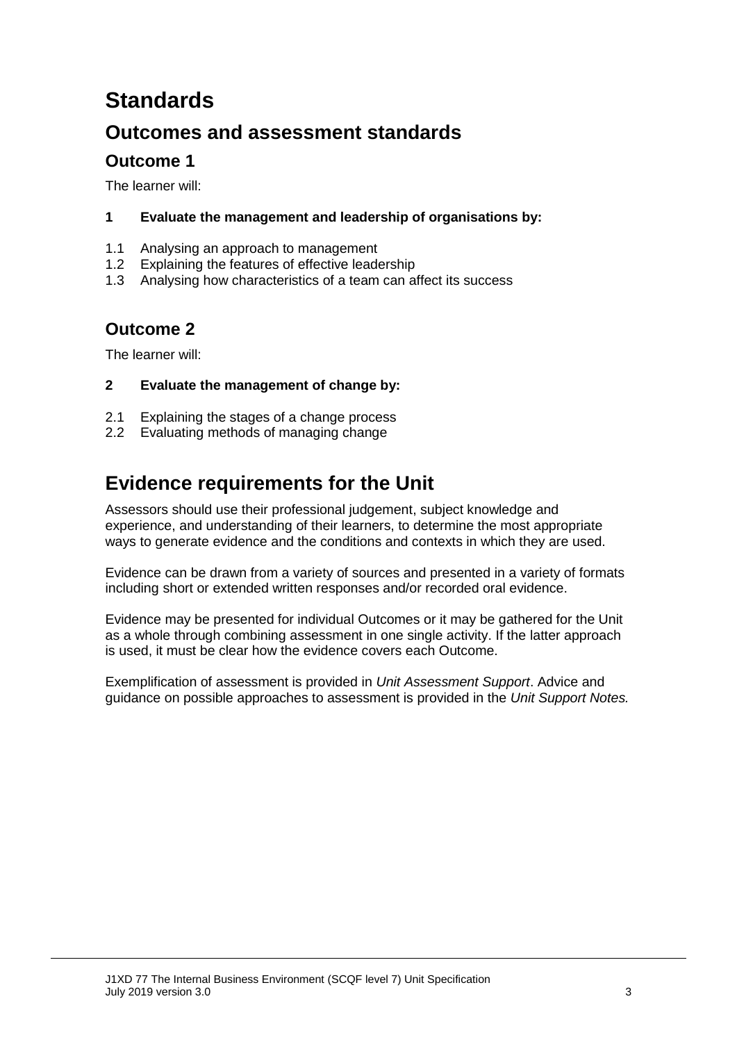# Standards

## Outcomes and assessment standards

### Outcome 1

The learner will:

**1 Evaluate the management and leadership of organisations by:**

1.1 Analysing an approach to management
1.2 Explaining the features of effective leadership
1.3 Analysing how characteristics of a team can affect its success

### Outcome 2

The learner will:

**2 Evaluate the management of change by:**

2.1 Explaining the stages of a change process
2.2 Evaluating methods of managing change

## Evidence requirements for the Unit

Assessors should use their professional judgement, subject knowledge and experience, and understanding of their learners, to determine the most appropriate ways to generate evidence and the conditions and contexts in which they are used.

Evidence can be drawn from a variety of sources and presented in a variety of formats including short or extended written responses and/or recorded oral evidence.

Evidence may be presented for individual Outcomes or it may be gathered for the Unit as a whole through combining assessment in one single activity. If the latter approach is used, it must be clear how the evidence covers each Outcome.

Exemplification of assessment is provided in *Unit Assessment Support*. Advice and guidance on possible approaches to assessment is provided in the *Unit Support Notes.*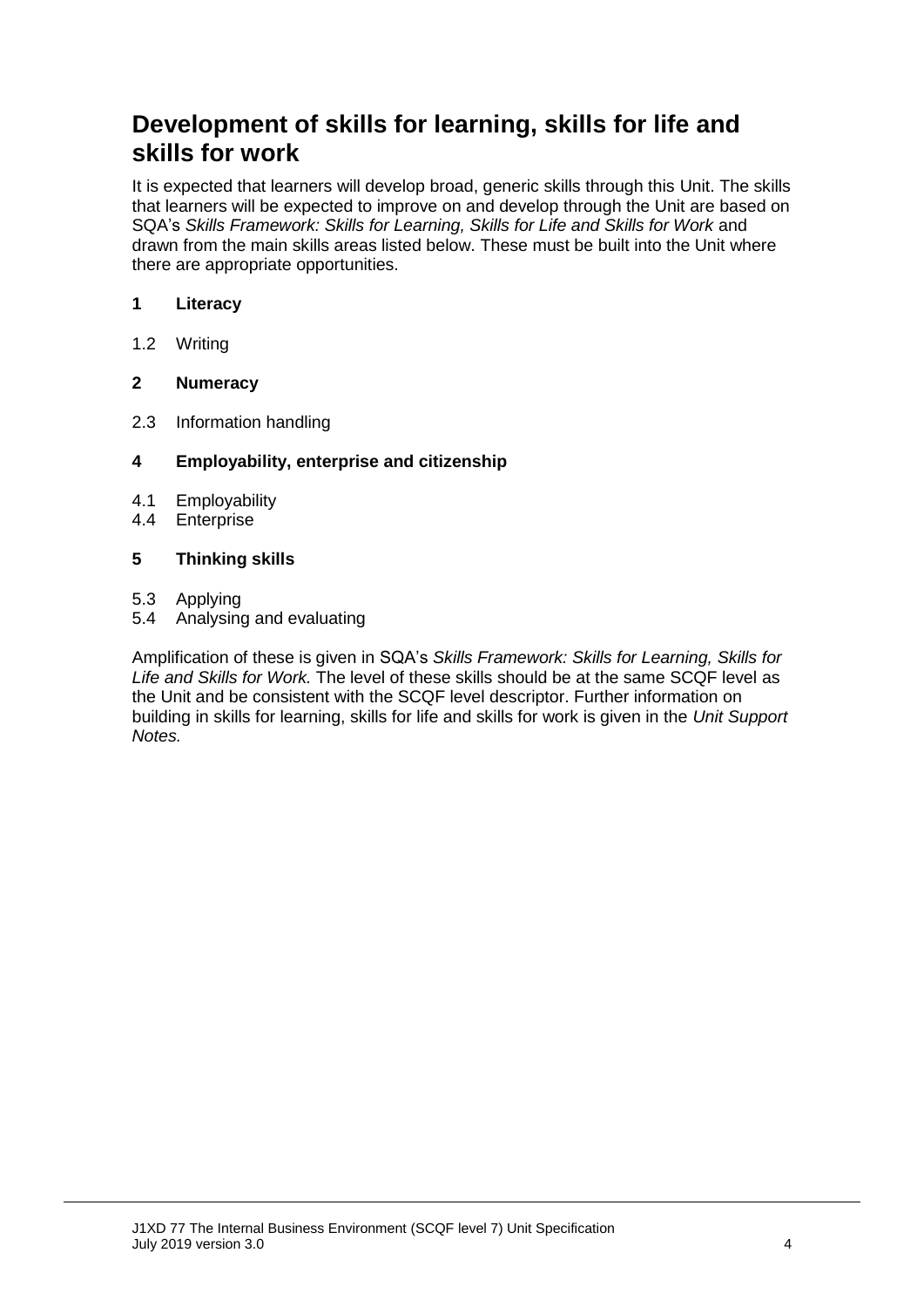## Development of skills for learning, skills for life and skills for work

It is expected that learners will develop broad, generic skills through this Unit. The skills that learners will be expected to improve on and develop through the Unit are based on SQA's *Skills Framework: Skills for Learning, Skills for Life and Skills for Work* and drawn from the main skills areas listed below. These must be built into the Unit where there are appropriate opportunities.

**1 Literacy**

1.2 Writing

**2 Numeracy**

2.3 Information handling

**4 Employability, enterprise and citizenship**

4.1 Employability
4.4 Enterprise

**5 Thinking skills**

5.3 Applying
5.4 Analysing and evaluating

Amplification of these is given in SQA's *Skills Framework: Skills for Learning, Skills for Life and Skills for Work.* The level of these skills should be at the same SCQF level as the Unit and be consistent with the SCQF level descriptor. Further information on building in skills for learning, skills for life and skills for work is given in the *Unit Support Notes.*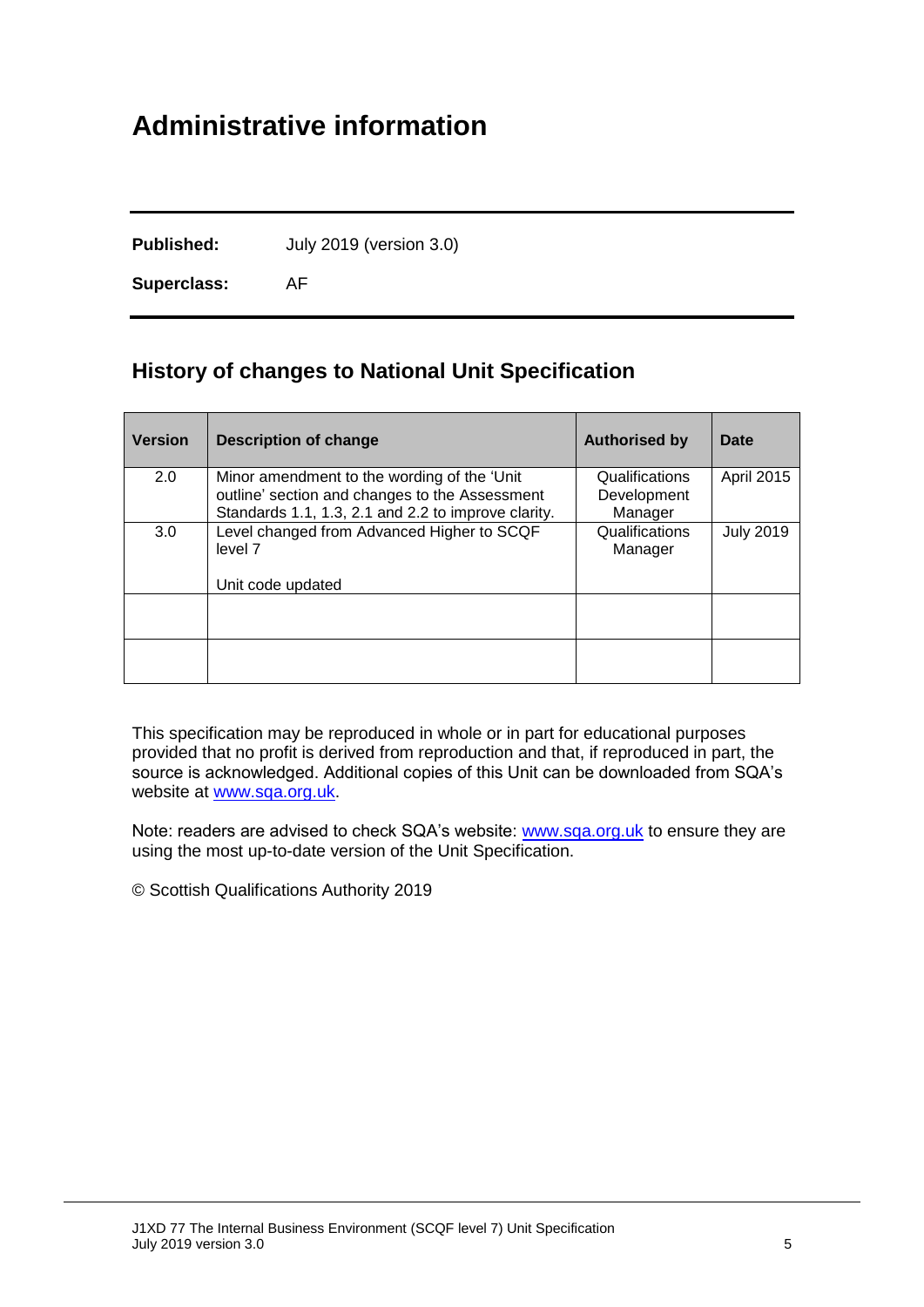# Administrative information

**Published:** July 2019 (version 3.0)

**Superclass:** AF

## History of changes to National Unit Specification

| Version | Description of change | Authorised by | Date |
|---|---|---|---|
| 2.0 | Minor amendment to the wording of the 'Unit outline' section and changes to the Assessment Standards 1.1, 1.3, 2.1 and 2.2 to improve clarity. | Qualifications Development Manager | April 2015 |
| 3.0 | Level changed from Advanced Higher to SCQF level 7<br><br>Unit code updated | Qualifications Manager | July 2019 |
| | | | |
| | | | |

This specification may be reproduced in whole or in part for educational purposes provided that no profit is derived from reproduction and that, if reproduced in part, the source is acknowledged. Additional copies of this Unit can be downloaded from SQA's website at www.sqa.org.uk.

Note: readers are advised to check SQA's website: www.sqa.org.uk to ensure they are using the most up-to-date version of the Unit Specification.

© Scottish Qualifications Authority 2019